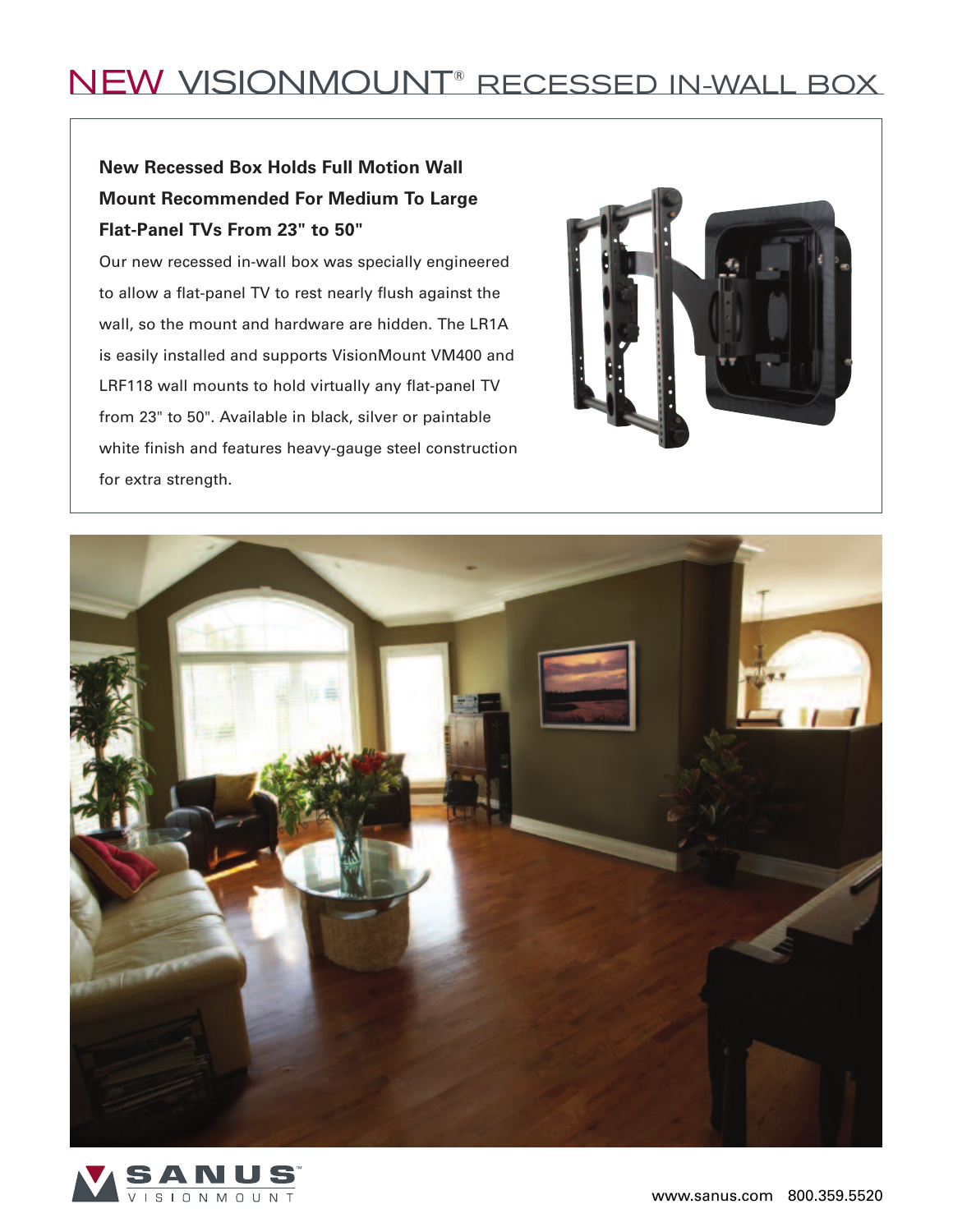# NEW VISIONMOUNT® RECESSED IN-WALL BOX

**New Recessed Box Holds Full Motion Wall Mount Recommended For Medium To Large Flat-Panel TVs From 23" to 50"**

Our new recessed in-wall box was specially engineered to allow a flat-panel TV to rest nearly flush against the wall, so the mount and hardware are hidden. The LR1A is easily installed and supports VisionMount VM400 and LRF118 wall mounts to hold virtually any flat-panel TV from 23" to 50". Available in black, silver or paintable white finish and features heavy-gauge steel construction for extra strength.

SANUS™ VISIONMOUNT

www.sanus.com 800.359.5520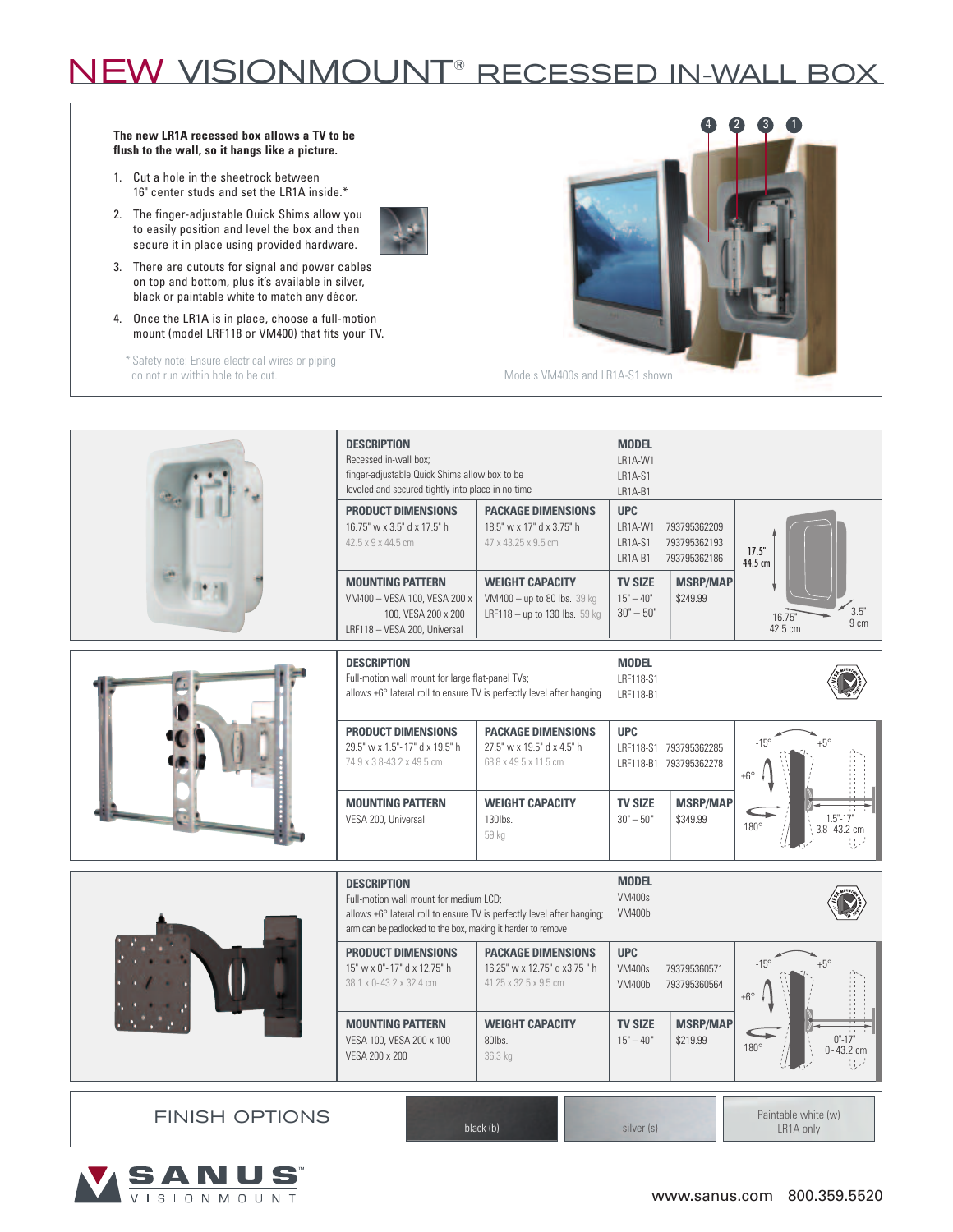# NEW VISIONMOUNT® RECESSED IN-WALL BOX

**The new LR1A recessed box allows a TV to be flush to the wall, so it hangs like a picture.**

1. Cut a hole in the sheetrock between 16" center studs and set the LR1A inside.*
2. The finger-adjustable Quick Shims allow you to easily position and level the box and then secure it in place using provided hardware.
3. There are cutouts for signal and power cables on top and bottom, plus it's available in silver, black or paintable white to match any décor.
4. Once the LR1A is in place, choose a full-motion mount (model LRF118 or VM400) that fits your TV.

* Safety note: Ensure electrical wires or piping do not run within hole to be cut.

4 2 3 1

Models VM400s and LR1A-S1 shown

| DESCRIPTION | | MODEL | |
|---|---|---|---|
| Recessed in-wall box; finger-adjustable Quick Shims allow box to be leveled and secured tightly into place in no time | | LR1A-W1<br>LR1A-S1<br>LR1A-B1 | |
| **PRODUCT DIMENSIONS** | **PACKAGE DIMENSIONS** | **UPC** | |
| 16.75" w x 3.5" d x 17.5" h<br>42.5 x 9 x 44.5 cm | 18.5" w x 17" d x 3.75" h<br>47 x 43.25 x 9.5 cm | LR1A-W1 793795362209<br>LR1A-S1 793795362193<br>LR1A-B1 793795362186 | |
| **MOUNTING PATTERN** | **WEIGHT CAPACITY** | **TV SIZE** | **MSRP/MAP** |
| VM400 – VESA 100, VESA 200 x 100, VESA 200 x 200<br>LRF118 – VESA 200, Universal | VM400 – up to 80 lbs. 39 kg<br>LRF118 – up to 130 lbs. 59 kg | 15" – 40"<br>30" – 50" | $249.99 |

17.5" 44.5 cm
16.75" 42.5 cm
3.5" 9 cm

| DESCRIPTION | | MODEL | |
|---|---|---|---|
| Full-motion wall mount for large flat-panel TVs; allows ±6° lateral roll to ensure TV is perfectly level after hanging | | LRF118-S1<br>LRF118-B1 | |
| **PRODUCT DIMENSIONS** | **PACKAGE DIMENSIONS** | **UPC** | |
| 29.5" w x 1.5"-17" d x 19.5" h<br>74.9 x 3.8-43.2 x 49.5 cm | 27.5" w x 19.5" d x 4.5" h<br>68.8 x 49.5 x 11.5 cm | LRF118-S1 793795362285<br>LRF118-B1 793795362278 | |
| **MOUNTING PATTERN** | **WEIGHT CAPACITY** | **TV SIZE** | **MSRP/MAP** |
| VESA 200, Universal | 130lbs.<br>59 kg | 30" – 50" | $349.99 |

-15° +5°
±6°
180°
1.5"-17"
3.8 - 43.2 cm

| DESCRIPTION | | MODEL | |
|---|---|---|---|
| Full-motion wall mount for medium LCD; allows ±6° lateral roll to ensure TV is perfectly level after hanging; arm can be padlocked to the box, making it harder to remove | | VM400s<br>VM400b | |
| **PRODUCT DIMENSIONS** | **PACKAGE DIMENSIONS** | **UPC** | |
| 15" w x 0"-17" d x 12.75" h<br>38.1 x 0-43.2 x 32.4 cm | 16.25" w x 12.75" d x3.75 " h<br>41.25 x 32.5 x 9.5 cm | VM400s 793795360571<br>VM400b 793795360564 | |
| **MOUNTING PATTERN** | **WEIGHT CAPACITY** | **TV SIZE** | **MSRP/MAP** |
| VESA 100, VESA 200 x 100<br>VESA 200 x 200 | 80lbs.<br>36.3 kg | 15" – 40" | $219.99 |

-15° +5°
±6°
180°
0"-17"
0 - 43.2 cm

## FINISH OPTIONS

black (b) | silver (s) | Paintable white (w) LR1A only

SANUS™ VISIONMOUNT

www.sanus.com 800.359.5520